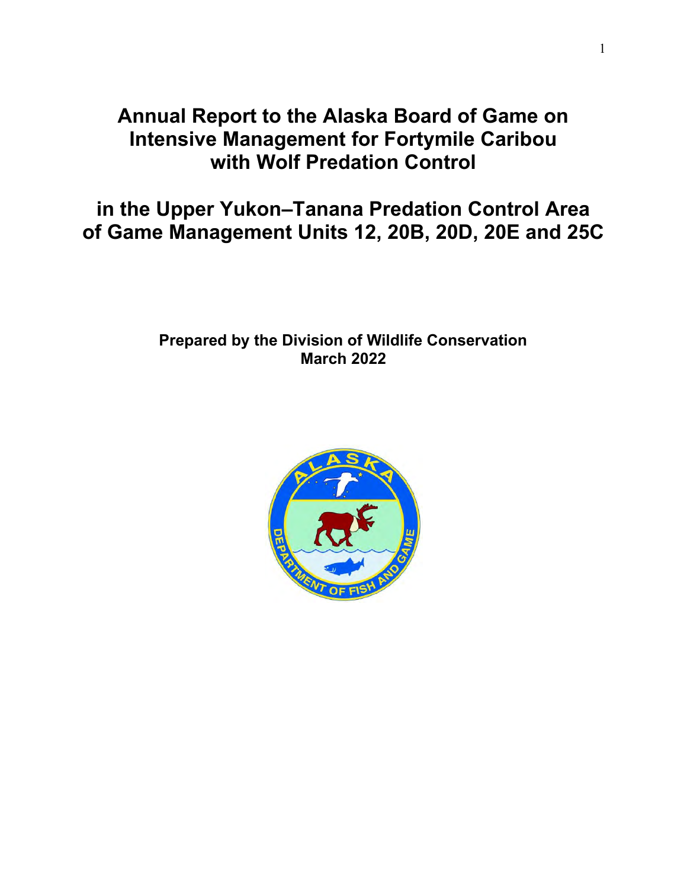# Annual Report to the Alaska Board of Game on Intensive Management for Fortymile Caribou with Wolf Predation Control

# in the Upper Yukon–Tanana Predation Control Area of Game Management Units 12, 20B, 20D, 20E and 25C

**Prepared by the Division of Wildlife Conservation**
**March 2022**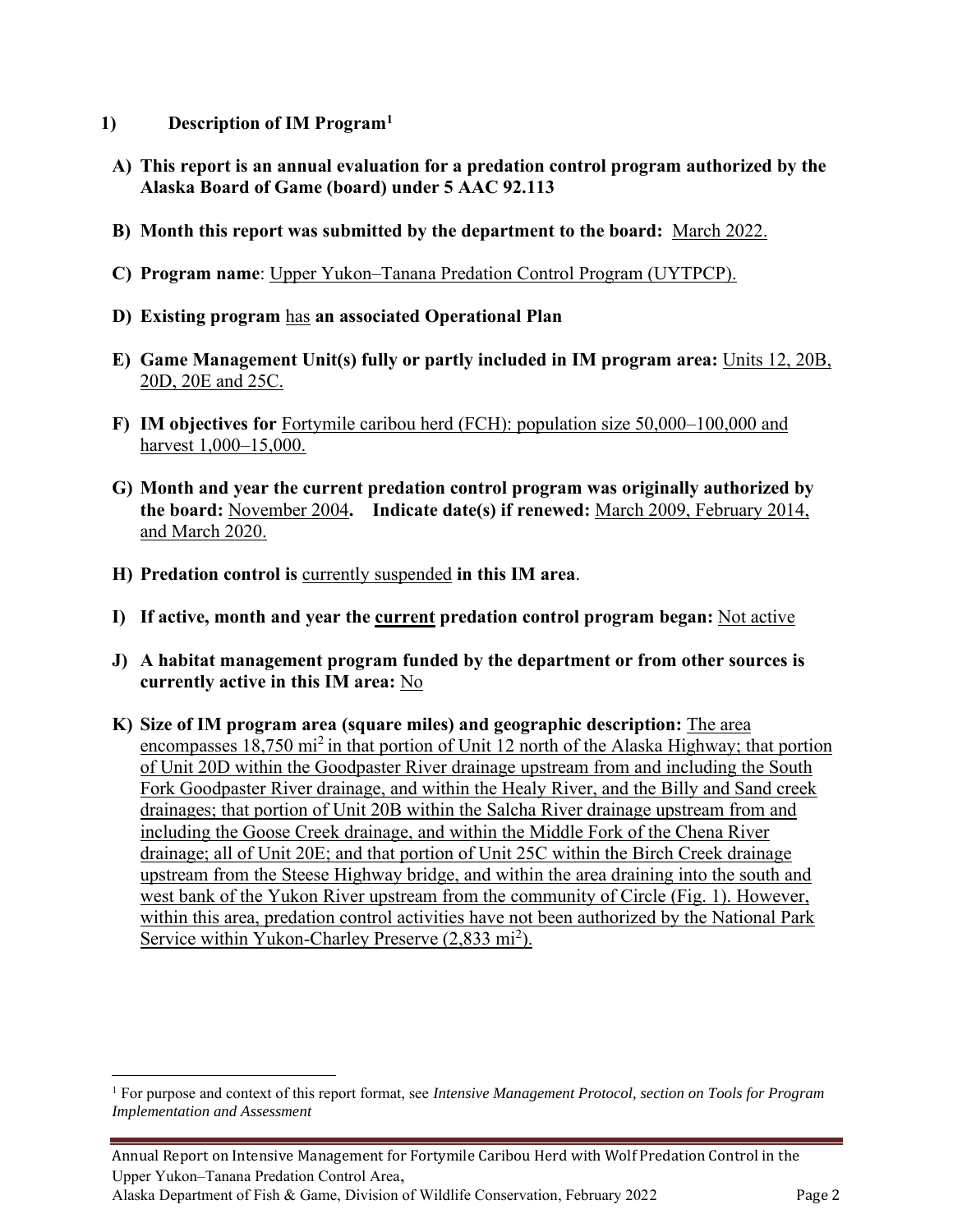## 1) Description of IM Program[1]

**A) This report is an annual evaluation for a predation control program authorized by the Alaska Board of Game (board) under 5 AAC 92.113**

**B) Month this report was submitted by the department to the board:** March 2022.

**C) Program name**: Upper Yukon–Tanana Predation Control Program (UYTPCP).

**D) Existing program** has **an associated Operational Plan**

**E) Game Management Unit(s) fully or partly included in IM program area:** Units 12, 20B, 20D, 20E and 25C.

**F) IM objectives for** Fortymile caribou herd (FCH): population size 50,000–100,000 and harvest 1,000–15,000.

**G) Month and year the current predation control program was originally authorized by the board:** November 2004**. Indicate date(s) if renewed:** March 2009, February 2014, and March 2020.

**H) Predation control is** currently suspended **in this IM area**.

**I) If active, month and year the current predation control program began:** Not active

**J) A habitat management program funded by the department or from other sources is currently active in this IM area:** No

**K) Size of IM program area (square miles) and geographic description:** The area encompasses 18,750 $mi^2$ in that portion of Unit 12 north of the Alaska Highway; that portion of Unit 20D within the Goodpaster River drainage upstream from and including the South Fork Goodpaster River drainage, and within the Healy River, and the Billy and Sand creek drainages; that portion of Unit 20B within the Salcha River drainage upstream from and including the Goose Creek drainage, and within the Middle Fork of the Chena River drainage; all of Unit 20E; and that portion of Unit 25C within the Birch Creek drainage upstream from the Steese Highway bridge, and within the area draining into the south and west bank of the Yukon River upstream from the community of Circle (Fig. 1). However, within this area, predation control activities have not been authorized by the National Park Service within Yukon-Charley Preserve (2,833 $mi^2$).

---

[1] For purpose and context of this report format, see *Intensive Management Protocol, section on Tools for Program Implementation and Assessment*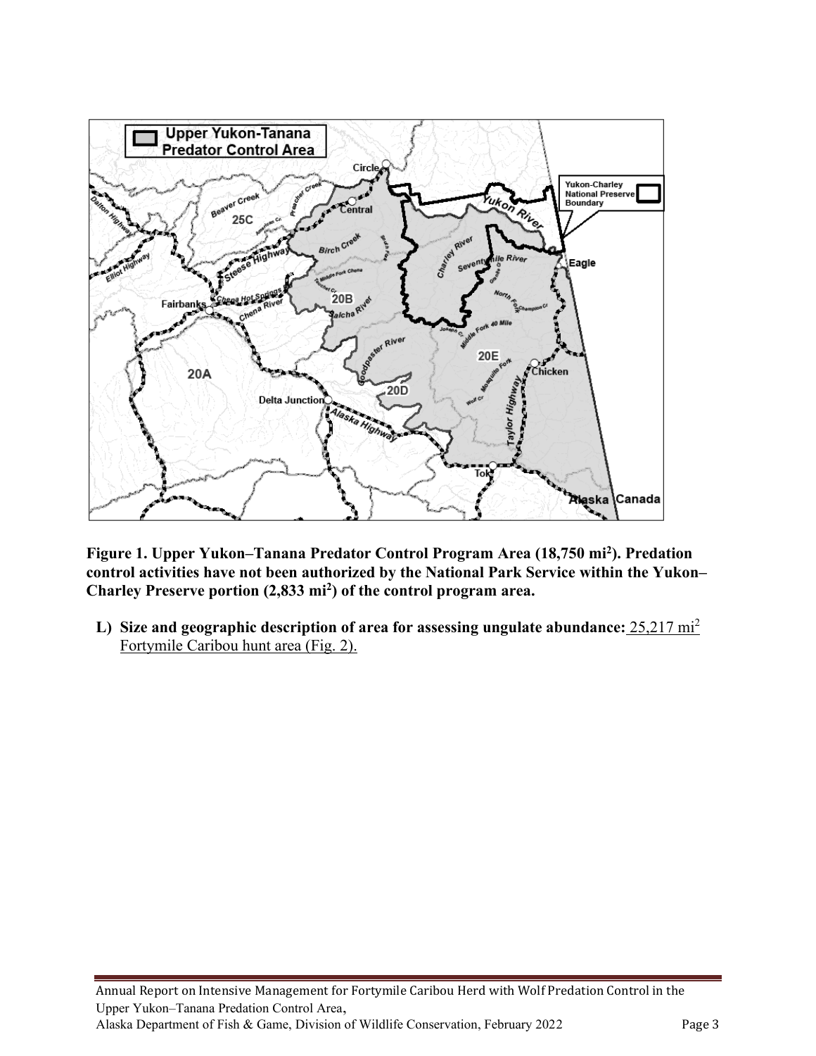**Figure 1. Upper Yukon–Tanana Predator Control Program Area (18,750 mi$^2$). Predation control activities have not been authorized by the National Park Service within the Yukon–Charley Preserve portion (2,833 mi$^2$) of the control program area.**

**L) Size and geographic description of area for assessing ungulate abundance:** 25,217 mi$^2$ Fortymile Caribou hunt area (Fig. 2).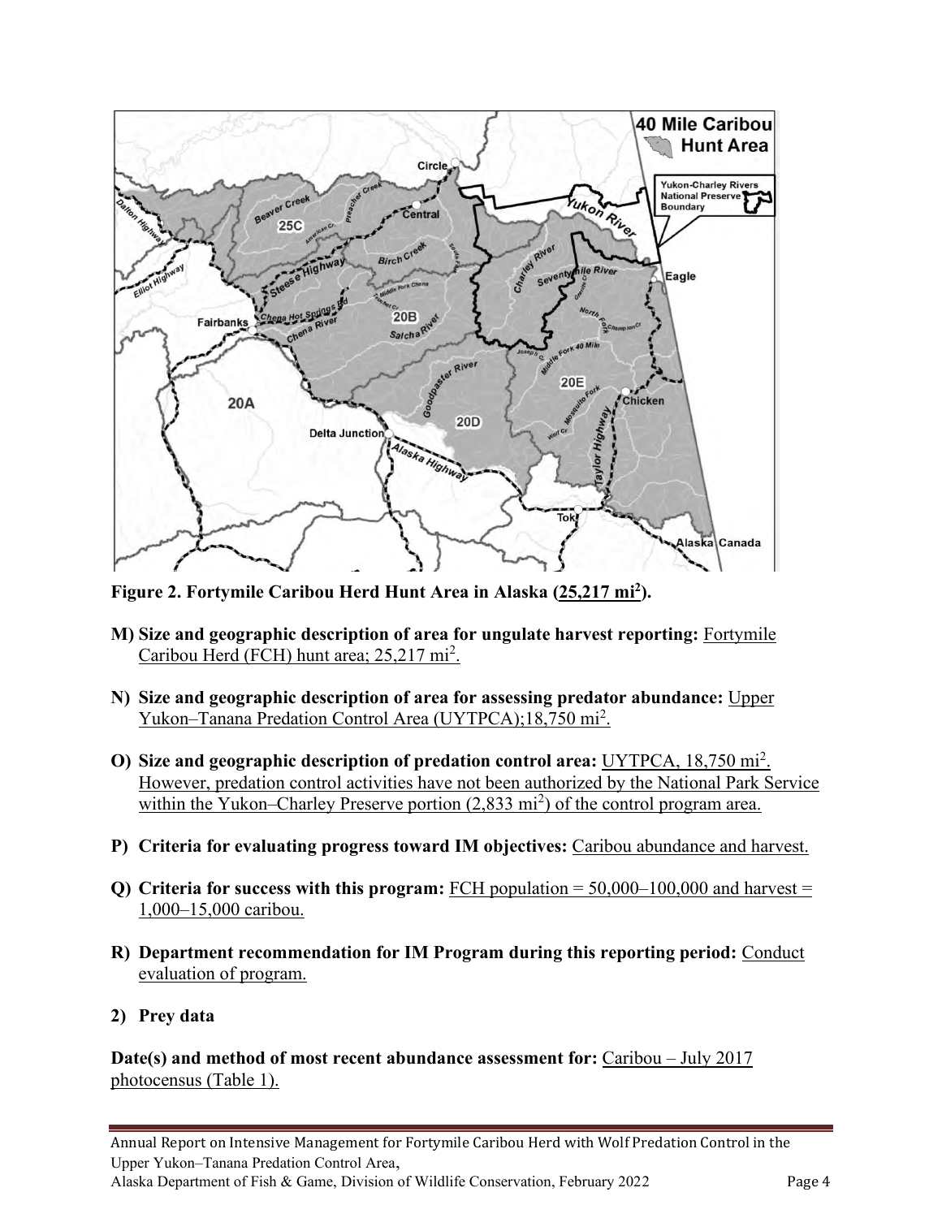**Figure 2. Fortymile Caribou Herd Hunt Area in Alaska (25,217 mi$^2$).**

**M) Size and geographic description of area for ungulate harvest reporting:** Fortymile Caribou Herd (FCH) hunt area; 25,217 mi$^2$.

**N) Size and geographic description of area for assessing predator abundance:** Upper Yukon–Tanana Predation Control Area (UYTPCA);18,750 mi$^2$.

**O) Size and geographic description of predation control area:** UYTPCA, 18,750 mi$^2$. However, predation control activities have not been authorized by the National Park Service within the Yukon–Charley Preserve portion (2,833 mi$^2$) of the control program area.

**P) Criteria for evaluating progress toward IM objectives:** Caribou abundance and harvest.

**Q) Criteria for success with this program:** FCH population = 50,000–100,000 and harvest = 1,000–15,000 caribou.

**R) Department recommendation for IM Program during this reporting period:** Conduct evaluation of program.

**2) Prey data**

**Date(s) and method of most recent abundance assessment for:** Caribou – July 2017 photocensus (Table 1).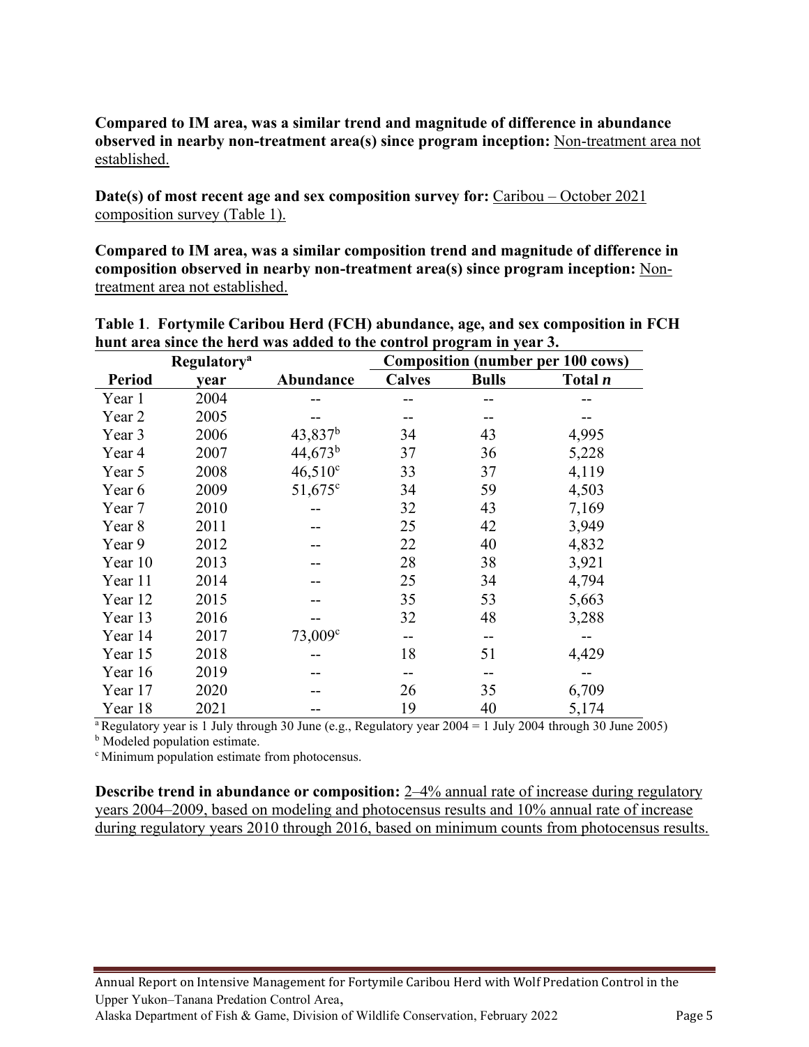**Compared to IM area, was a similar trend and magnitude of difference in abundance observed in nearby non-treatment area(s) since program inception:** Non-treatment area not established.

**Date(s) of most recent age and sex composition survey for:** Caribou – October 2021 composition survey (Table 1).

**Compared to IM area, was a similar composition trend and magnitude of difference in composition observed in nearby non-treatment area(s) since program inception:** Non-treatment area not established.

**Table 1**. **Fortymile Caribou Herd (FCH) abundance, age, and sex composition in FCH hunt area since the herd was added to the control program in year 3.**

| Period | Regulatory[a] year | Abundance | Composition (number per 100 cows) | | |
|---|---|---|---|---|---|
| | | | Calves | Bulls | Total *n* |
| Year 1 | 2004 | -- | -- | -- | -- |
| Year 2 | 2005 | -- | -- | -- | -- |
| Year 3 | 2006 | 43,837[b] | 34 | 43 | 4,995 |
| Year 4 | 2007 | 44,673[b] | 37 | 36 | 5,228 |
| Year 5 | 2008 | 46,510[c] | 33 | 37 | 4,119 |
| Year 6 | 2009 | 51,675[c] | 34 | 59 | 4,503 |
| Year 7 | 2010 | -- | 32 | 43 | 7,169 |
| Year 8 | 2011 | -- | 25 | 42 | 3,949 |
| Year 9 | 2012 | -- | 22 | 40 | 4,832 |
| Year 10 | 2013 | -- | 28 | 38 | 3,921 |
| Year 11 | 2014 | -- | 25 | 34 | 4,794 |
| Year 12 | 2015 | -- | 35 | 53 | 5,663 |
| Year 13 | 2016 | -- | 32 | 48 | 3,288 |
| Year 14 | 2017 | 73,009[c] | -- | -- | -- |
| Year 15 | 2018 | -- | 18 | 51 | 4,429 |
| Year 16 | 2019 | -- | -- | -- | -- |
| Year 17 | 2020 | -- | 26 | 35 | 6,709 |
| Year 18 | 2021 | -- | 19 | 40 | 5,174 |

[a] Regulatory year is 1 July through 30 June (e.g., Regulatory year 2004 = 1 July 2004 through 30 June 2005)
[b] Modeled population estimate.
[c] Minimum population estimate from photocensus.

**Describe trend in abundance or composition:** 2–4% annual rate of increase during regulatory years 2004–2009, based on modeling and photocensus results and 10% annual rate of increase during regulatory years 2010 through 2016, based on minimum counts from photocensus results.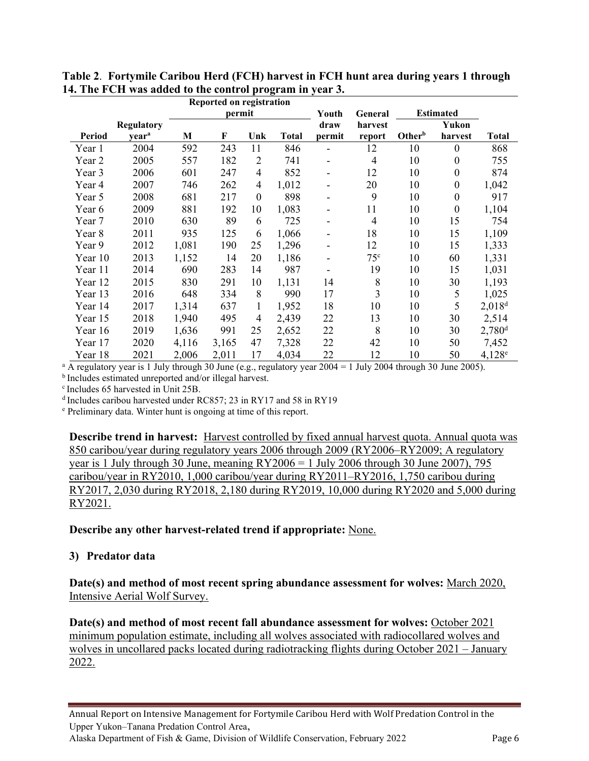**Table 2**. **Fortymile Caribou Herd (FCH) harvest in FCH hunt area during years 1 through 14. The FCH was added to the control program in year 3.**

| | | Reported on registration permit | | | | | | Estimated | | |
|---|---|---|---|---|---|---|---|---|---|---|
| Period | Regulatory year[a] | M | F | Unk | Total | Youth draw permit | General harvest report | Other[b] | Yukon harvest | Total |
| Year 1 | 2004 | 592 | 243 | 11 | 846 | - | 12 | 10 | 0 | 868 |
| Year 2 | 2005 | 557 | 182 | 2 | 741 | - | 4 | 10 | 0 | 755 |
| Year 3 | 2006 | 601 | 247 | 4 | 852 | - | 12 | 10 | 0 | 874 |
| Year 4 | 2007 | 746 | 262 | 4 | 1,012 | - | 20 | 10 | 0 | 1,042 |
| Year 5 | 2008 | 681 | 217 | 0 | 898 | - | 9 | 10 | 0 | 917 |
| Year 6 | 2009 | 881 | 192 | 10 | 1,083 | - | 11 | 10 | 0 | 1,104 |
| Year 7 | 2010 | 630 | 89 | 6 | 725 | - | 4 | 10 | 15 | 754 |
| Year 8 | 2011 | 935 | 125 | 6 | 1,066 | - | 18 | 10 | 15 | 1,109 |
| Year 9 | 2012 | 1,081 | 190 | 25 | 1,296 | - | 12 | 10 | 15 | 1,333 |
| Year 10 | 2013 | 1,152 | 14 | 20 | 1,186 | - | 75[c] | 10 | 60 | 1,331 |
| Year 11 | 2014 | 690 | 283 | 14 | 987 | - | 19 | 10 | 15 | 1,031 |
| Year 12 | 2015 | 830 | 291 | 10 | 1,131 | 14 | 8 | 10 | 30 | 1,193 |
| Year 13 | 2016 | 648 | 334 | 8 | 990 | 17 | 3 | 10 | 5 | 1,025 |
| Year 14 | 2017 | 1,314 | 637 | 1 | 1,952 | 18 | 10 | 10 | 5 | 2,018[d] |
| Year 15 | 2018 | 1,940 | 495 | 4 | 2,439 | 22 | 13 | 10 | 30 | 2,514 |
| Year 16 | 2019 | 1,636 | 991 | 25 | 2,652 | 22 | 8 | 10 | 30 | 2,780[d] |
| Year 17 | 2020 | 4,116 | 3,165 | 47 | 7,328 | 22 | 42 | 10 | 50 | 7,452 |
| Year 18 | 2021 | 2,006 | 2,011 | 17 | 4,034 | 22 | 12 | 10 | 50 | 4,128[e] |

[a] A regulatory year is 1 July through 30 June (e.g., regulatory year 2004 = 1 July 2004 through 30 June 2005).
[b] Includes estimated unreported and/or illegal harvest.
[c] Includes 65 harvested in Unit 25B.
[d] Includes caribou harvested under RC857; 23 in RY17 and 58 in RY19
[e] Preliminary data. Winter hunt is ongoing at time of this report.

**Describe trend in harvest:** Harvest controlled by fixed annual harvest quota. Annual quota was 850 caribou/year during regulatory years 2006 through 2009 (RY2006–RY2009; A regulatory year is 1 July through 30 June, meaning RY2006 = 1 July 2006 through 30 June 2007), 795 caribou/year in RY2010, 1,000 caribou/year during RY2011–RY2016, 1,750 caribou during RY2017, 2,030 during RY2018, 2,180 during RY2019, 10,000 during RY2020 and 5,000 during RY2021.

**Describe any other harvest-related trend if appropriate:** None.

### 3) Predator data

**Date(s) and method of most recent spring abundance assessment for wolves:** March 2020, Intensive Aerial Wolf Survey.

**Date(s) and method of most recent fall abundance assessment for wolves:** October 2021 minimum population estimate, including all wolves associated with radiocollared wolves and wolves in uncollared packs located during radiotracking flights during October 2021 – January 2022.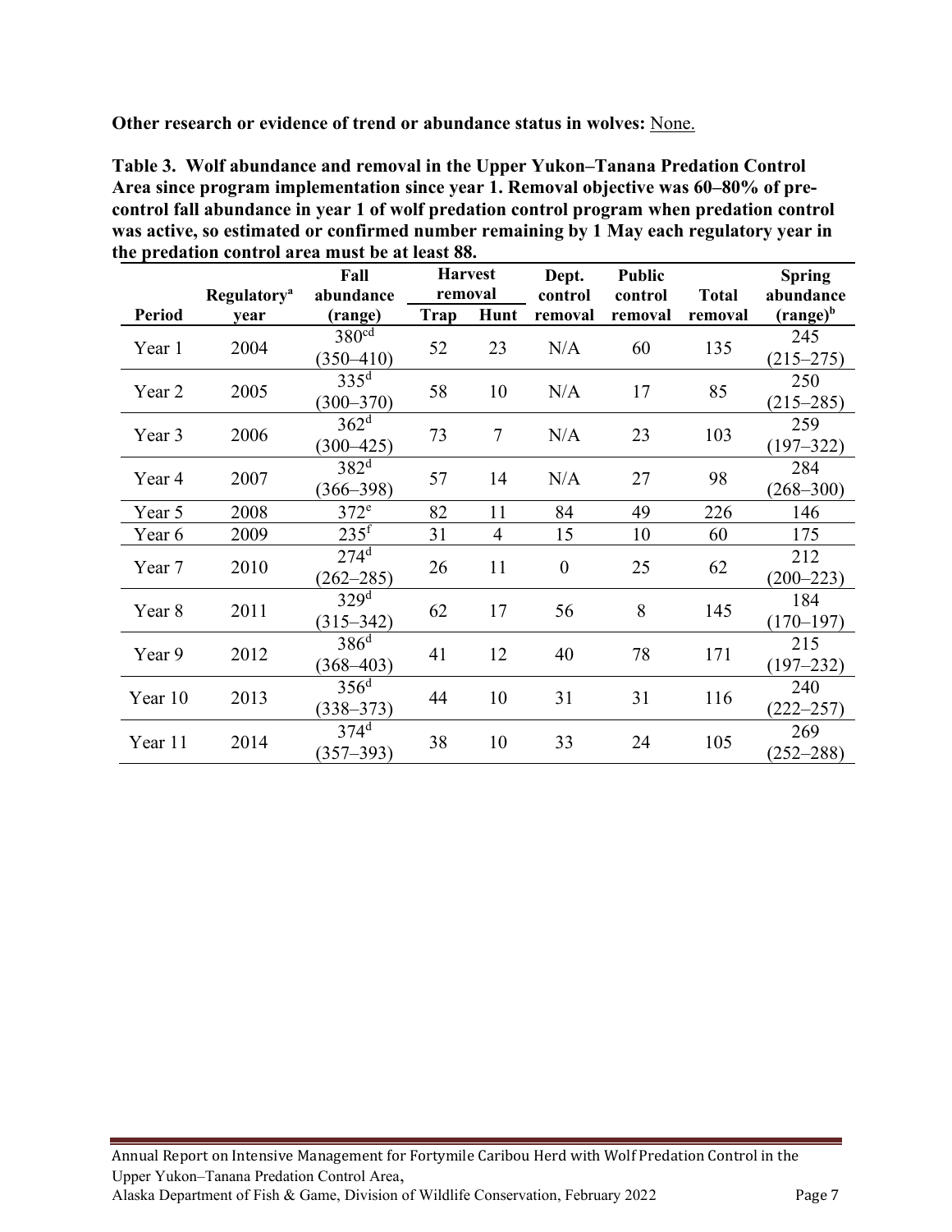**Other research or evidence of trend or abundance status in wolves:** None.

**Table 3. Wolf abundance and removal in the Upper Yukon–Tanana Predation Control Area since program implementation since year 1. Removal objective was 60–80% of pre-control fall abundance in year 1 of wolf predation control program when predation control was active, so estimated or confirmed number remaining by 1 May each regulatory year in the predation control area must be at least 88.**

| Period | Regulatory[a] year | Fall abundance (range) | Harvest removal | | Dept. control removal | Public control removal | Total removal | Spring abundance (range)[b] |
|---|---|---|---|---|---|---|---|---|
| | | | Trap | Hunt | | | | |
| Year 1 | 2004 | 380[cd] (350–410) | 52 | 23 | N/A | 60 | 135 | 245 (215–275) |
| Year 2 | 2005 | 335[d] (300–370) | 58 | 10 | N/A | 17 | 85 | 250 (215–285) |
| Year 3 | 2006 | 362[d] (300–425) | 73 | 7 | N/A | 23 | 103 | 259 (197–322) |
| Year 4 | 2007 | 382[d] (366–398) | 57 | 14 | N/A | 27 | 98 | 284 (268–300) |
| Year 5 | 2008 | 372[e] | 82 | 11 | 84 | 49 | 226 | 146 |
| Year 6 | 2009 | 235[f] | 31 | 4 | 15 | 10 | 60 | 175 |
| Year 7 | 2010 | 274[d] (262–285) | 26 | 11 | 0 | 25 | 62 | 212 (200–223) |
| Year 8 | 2011 | 329[d] (315–342) | 62 | 17 | 56 | 8 | 145 | 184 (170–197) |
| Year 9 | 2012 | 386[d] (368–403) | 41 | 12 | 40 | 78 | 171 | 215 (197–232) |
| Year 10 | 2013 | 356[d] (338–373) | 44 | 10 | 31 | 31 | 116 | 240 (222–257) |
| Year 11 | 2014 | 374[d] (357–393) | 38 | 10 | 33 | 24 | 105 | 269 (252–288) |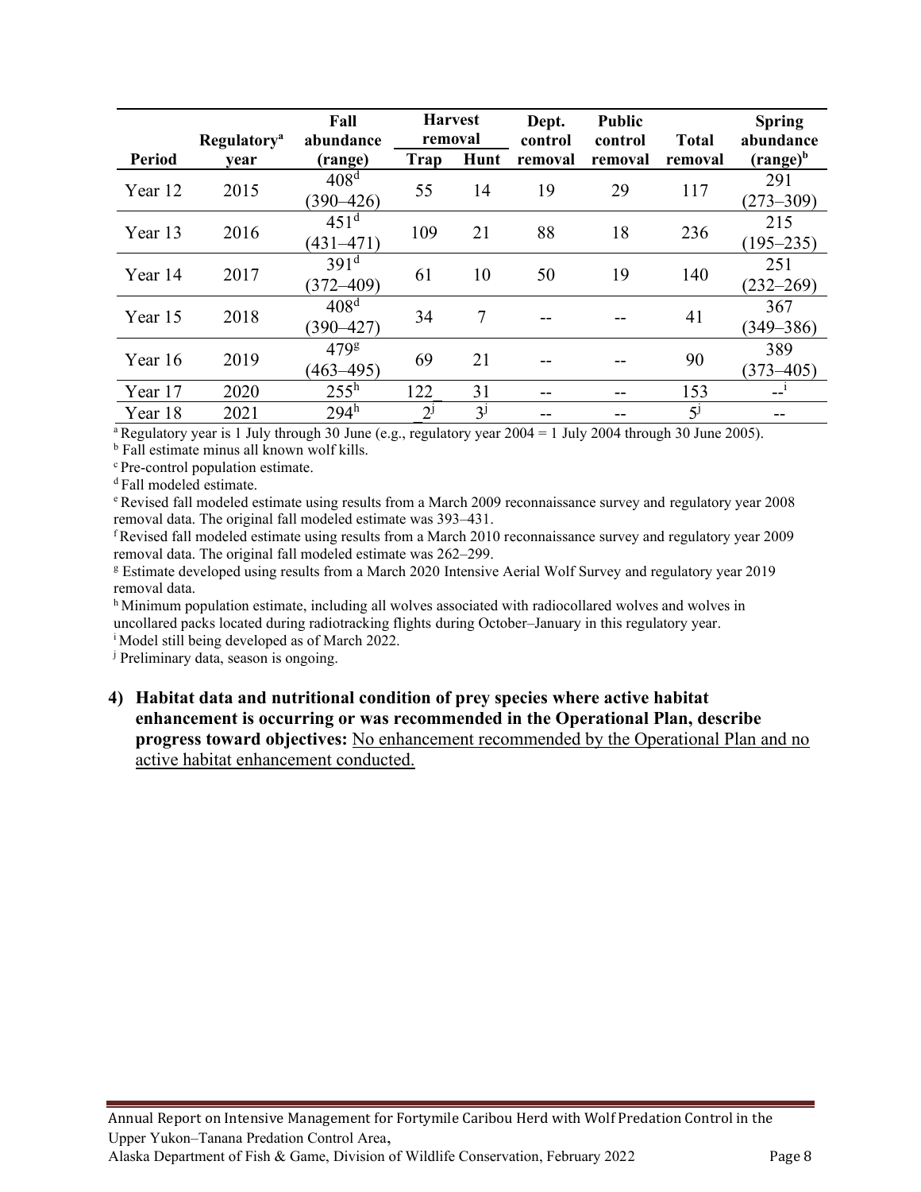| Period | Regulatory[a] year | Fall abundance (range) | Harvest removal | | Dept. control removal | Public control removal | Total removal | Spring abundance (range)[b] |
|---|---|---|---|---|---|---|---|---|
| | | | Trap | Hunt | | | | |
| Year 12 | 2015 | 408[d] (390–426) | 55 | 14 | 19 | 29 | 117 | 291 (273–309) |
| Year 13 | 2016 | 451[d] (431–471) | 109 | 21 | 88 | 18 | 236 | 215 (195–235) |
| Year 14 | 2017 | 391[d] (372–409) | 61 | 10 | 50 | 19 | 140 | 251 (232–269) |
| Year 15 | 2018 | 408[d] (390–427) | 34 | 7 | -- | -- | 41 | 367 (349–386) |
| Year 16 | 2019 | 479[g] (463–495) | 69 | 21 | -- | -- | 90 | 389 (373–405) |
| Year 17 | 2020 | 255[h] | 122 | 31 | -- | -- | 153 | --[i] |
| Year 18 | 2021 | 294[h] | 2[j] | 3[j] | -- | -- | 5[j] | -- |

[a] Regulatory year is 1 July through 30 June (e.g., regulatory year 2004 = 1 July 2004 through 30 June 2005).
[b] Fall estimate minus all known wolf kills.
[c] Pre-control population estimate.
[d] Fall modeled estimate.
[e] Revised fall modeled estimate using results from a March 2009 reconnaissance survey and regulatory year 2008 removal data. The original fall modeled estimate was 393–431.
[f] Revised fall modeled estimate using results from a March 2010 reconnaissance survey and regulatory year 2009 removal data. The original fall modeled estimate was 262–299.
[g] Estimate developed using results from a March 2020 Intensive Aerial Wolf Survey and regulatory year 2019 removal data.
[h] Minimum population estimate, including all wolves associated with radiocollared wolves and wolves in uncollared packs located during radiotracking flights during October–January in this regulatory year.
[i] Model still being developed as of March 2022.
[j] Preliminary data, season is ongoing.

**4) Habitat data and nutritional condition of prey species where active habitat enhancement is occurring or was recommended in the Operational Plan, describe progress toward objectives:** <u>No enhancement recommended by the Operational Plan and no active habitat enhancement conducted.</u>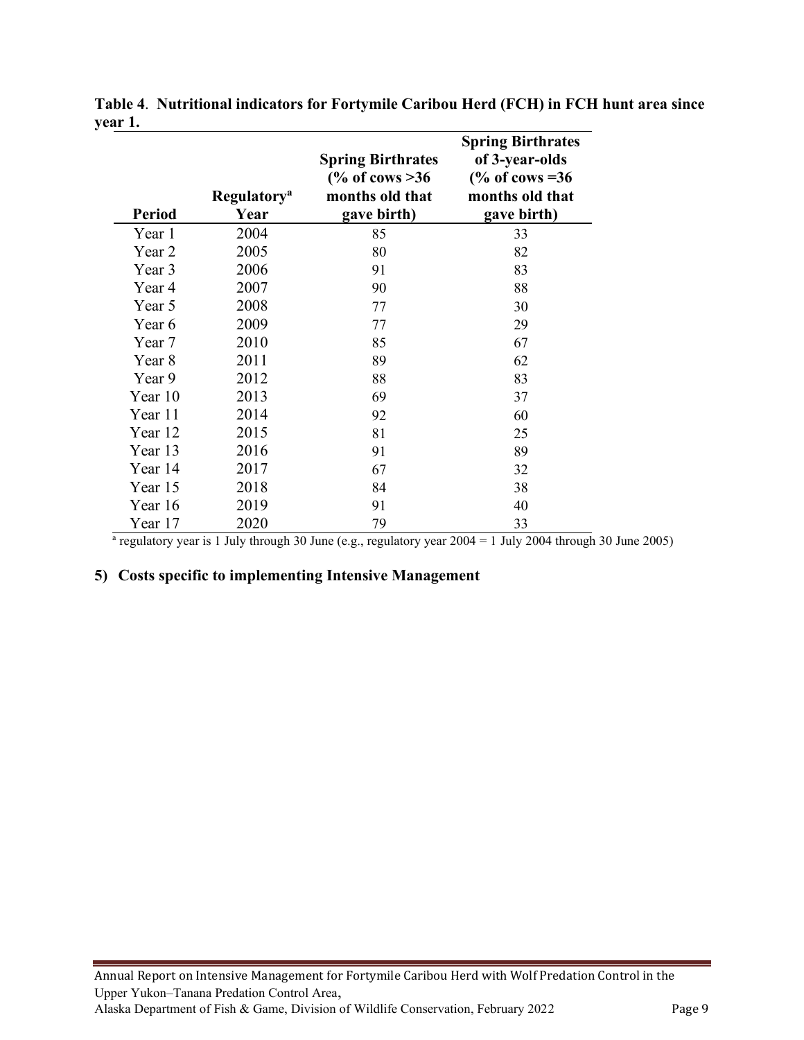**Table 4**. **Nutritional indicators for Fortymile Caribou Herd (FCH) in FCH hunt area since year 1.**

| Period | Regulatory[a] Year | Spring Birthrates (% of cows >36 months old that gave birth) | Spring Birthrates of 3-year-olds (% of cows =36 months old that gave birth) |
|---|---|---|---|
| Year 1 | 2004 | 85 | 33 |
| Year 2 | 2005 | 80 | 82 |
| Year 3 | 2006 | 91 | 83 |
| Year 4 | 2007 | 90 | 88 |
| Year 5 | 2008 | 77 | 30 |
| Year 6 | 2009 | 77 | 29 |
| Year 7 | 2010 | 85 | 67 |
| Year 8 | 2011 | 89 | 62 |
| Year 9 | 2012 | 88 | 83 |
| Year 10 | 2013 | 69 | 37 |
| Year 11 | 2014 | 92 | 60 |
| Year 12 | 2015 | 81 | 25 |
| Year 13 | 2016 | 91 | 89 |
| Year 14 | 2017 | 67 | 32 |
| Year 15 | 2018 | 84 | 38 |
| Year 16 | 2019 | 91 | 40 |
| Year 17 | 2020 | 79 | 33 |

[a] regulatory year is 1 July through 30 June (e.g., regulatory year 2004 = 1 July 2004 through 30 June 2005)

## 5) Costs specific to implementing Intensive Management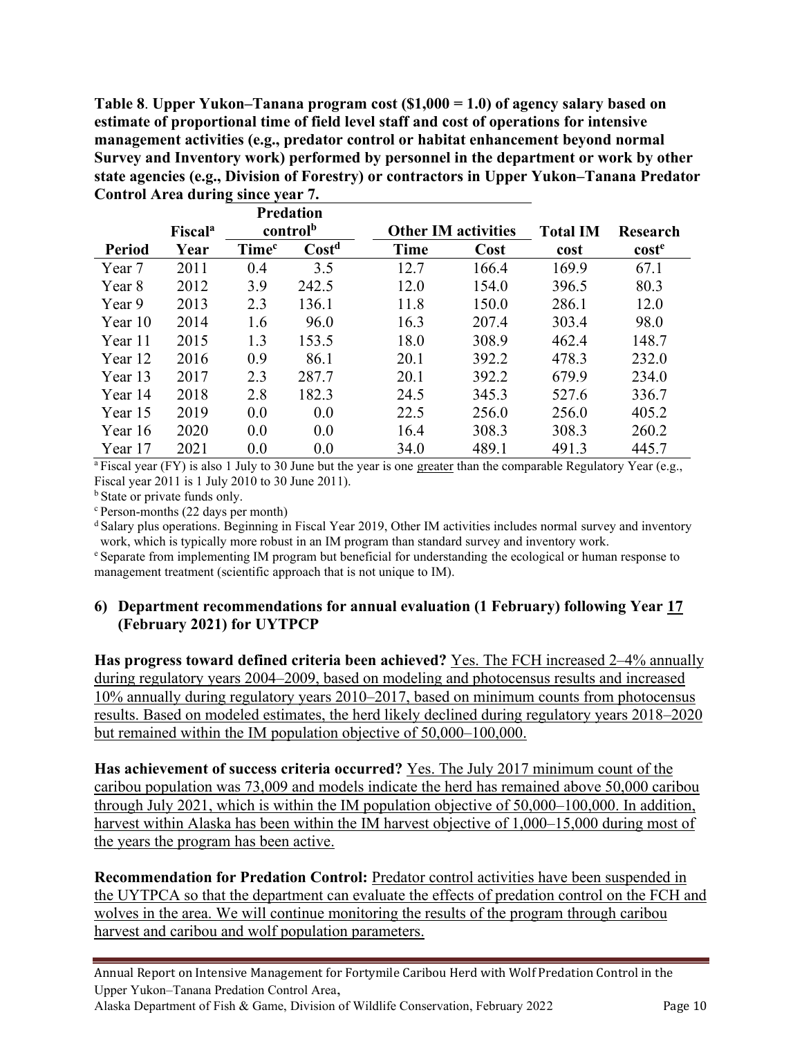**Table 8**. **Upper Yukon–Tanana program cost ($1,000 = 1.0) of agency salary based on estimate of proportional time of field level staff and cost of operations for intensive management activities (e.g., predator control or habitat enhancement beyond normal Survey and Inventory work) performed by personnel in the department or work by other state agencies (e.g., Division of Forestry) or contractors in Upper Yukon–Tanana Predator Control Area during since year 7.**

| | Fiscal[a] | Predation control[b] | | Other IM activities | | Total IM | Research |
|---|---|---|---|---|---|---|---|
| Period | Year | Time[c] | Cost[d] | Time | Cost | cost | cost[e] |
| Year 7 | 2011 | 0.4 | 3.5 | 12.7 | 166.4 | 169.9 | 67.1 |
| Year 8 | 2012 | 3.9 | 242.5 | 12.0 | 154.0 | 396.5 | 80.3 |
| Year 9 | 2013 | 2.3 | 136.1 | 11.8 | 150.0 | 286.1 | 12.0 |
| Year 10 | 2014 | 1.6 | 96.0 | 16.3 | 207.4 | 303.4 | 98.0 |
| Year 11 | 2015 | 1.3 | 153.5 | 18.0 | 308.9 | 462.4 | 148.7 |
| Year 12 | 2016 | 0.9 | 86.1 | 20.1 | 392.2 | 478.3 | 232.0 |
| Year 13 | 2017 | 2.3 | 287.7 | 20.1 | 392.2 | 679.9 | 234.0 |
| Year 14 | 2018 | 2.8 | 182.3 | 24.5 | 345.3 | 527.6 | 336.7 |
| Year 15 | 2019 | 0.0 | 0.0 | 22.5 | 256.0 | 256.0 | 405.2 |
| Year 16 | 2020 | 0.0 | 0.0 | 16.4 | 308.3 | 308.3 | 260.2 |
| Year 17 | 2021 | 0.0 | 0.0 | 34.0 | 489.1 | 491.3 | 445.7 |

[a] Fiscal year (FY) is also 1 July to 30 June but the year is one greater than the comparable Regulatory Year (e.g., Fiscal year 2011 is 1 July 2010 to 30 June 2011).
[b] State or private funds only.
[c] Person-months (22 days per month)
[d] Salary plus operations. Beginning in Fiscal Year 2019, Other IM activities includes normal survey and inventory work, which is typically more robust in an IM program than standard survey and inventory work.
[e] Separate from implementing IM program but beneficial for understanding the ecological or human response to management treatment (scientific approach that is not unique to IM).

### 6) Department recommendations for annual evaluation (1 February) following Year 17 (February 2021) for UYTPCP

**Has progress toward defined criteria been achieved?** Yes. The FCH increased 2–4% annually during regulatory years 2004–2009, based on modeling and photocensus results and increased 10% annually during regulatory years 2010–2017, based on minimum counts from photocensus results. Based on modeled estimates, the herd likely declined during regulatory years 2018–2020 but remained within the IM population objective of 50,000–100,000.

**Has achievement of success criteria occurred?** Yes. The July 2017 minimum count of the caribou population was 73,009 and models indicate the herd has remained above 50,000 caribou through July 2021, which is within the IM population objective of 50,000–100,000. In addition, harvest within Alaska has been within the IM harvest objective of 1,000–15,000 during most of the years the program has been active.

**Recommendation for Predation Control:** Predator control activities have been suspended in the UYTPCA so that the department can evaluate the effects of predation control on the FCH and wolves in the area. We will continue monitoring the results of the program through caribou harvest and caribou and wolf population parameters.